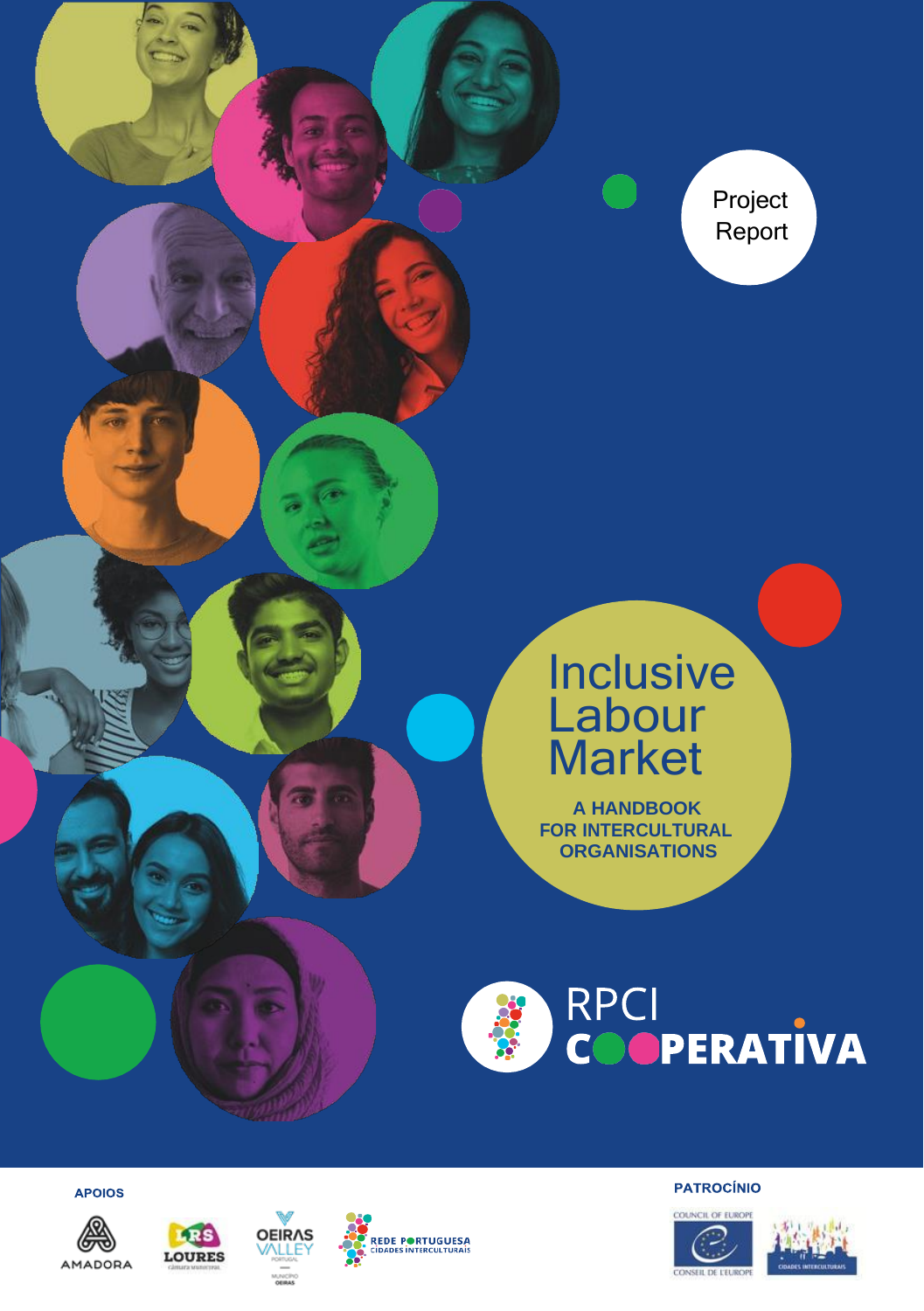Project Report

# Inclusive Labour Market

## A HANDBOOK FOR INTERCULTURAL ORGANISATIONS

RPCI COOPERATIVA

APOIOS

AMADORA

LOURES

OEIRAS VALLEY

REDE PORTUGUESA CIDADES INTERCULTURAIS

PATROCÍNIO

COUNCIL OF EUROPE CONSEIL DE L'EUROPE

CIDADES INTERCULTURAIS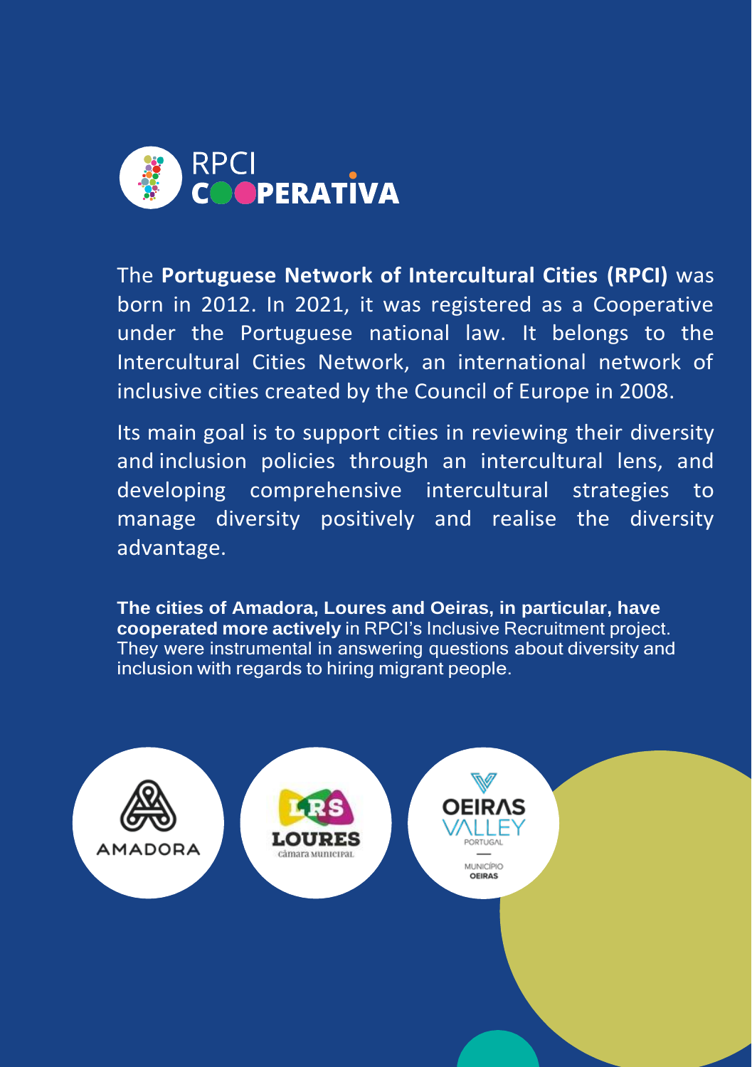RPCI COOPERATIVA

The **Portuguese Network of Intercultural Cities (RPCI)** was born in 2012. In 2021, it was registered as a Cooperative under the Portuguese national law. It belongs to the Intercultural Cities Network, an international network of inclusive cities created by the Council of Europe in 2008.

Its main goal is to support cities in reviewing their diversity and inclusion policies through an intercultural lens, and developing comprehensive intercultural strategies to manage diversity positively and realise the diversity advantage.

**The cities of Amadora, Loures and Oeiras, in particular, have cooperated more actively** in RPCI's Inclusive Recruitment project. They were instrumental in answering questions about diversity and inclusion with regards to hiring migrant people.

AMADORA

LRS LOURES câmara municipal

OEIRAS VALLEY PORTUGAL — MUNICÍPIO OEIRAS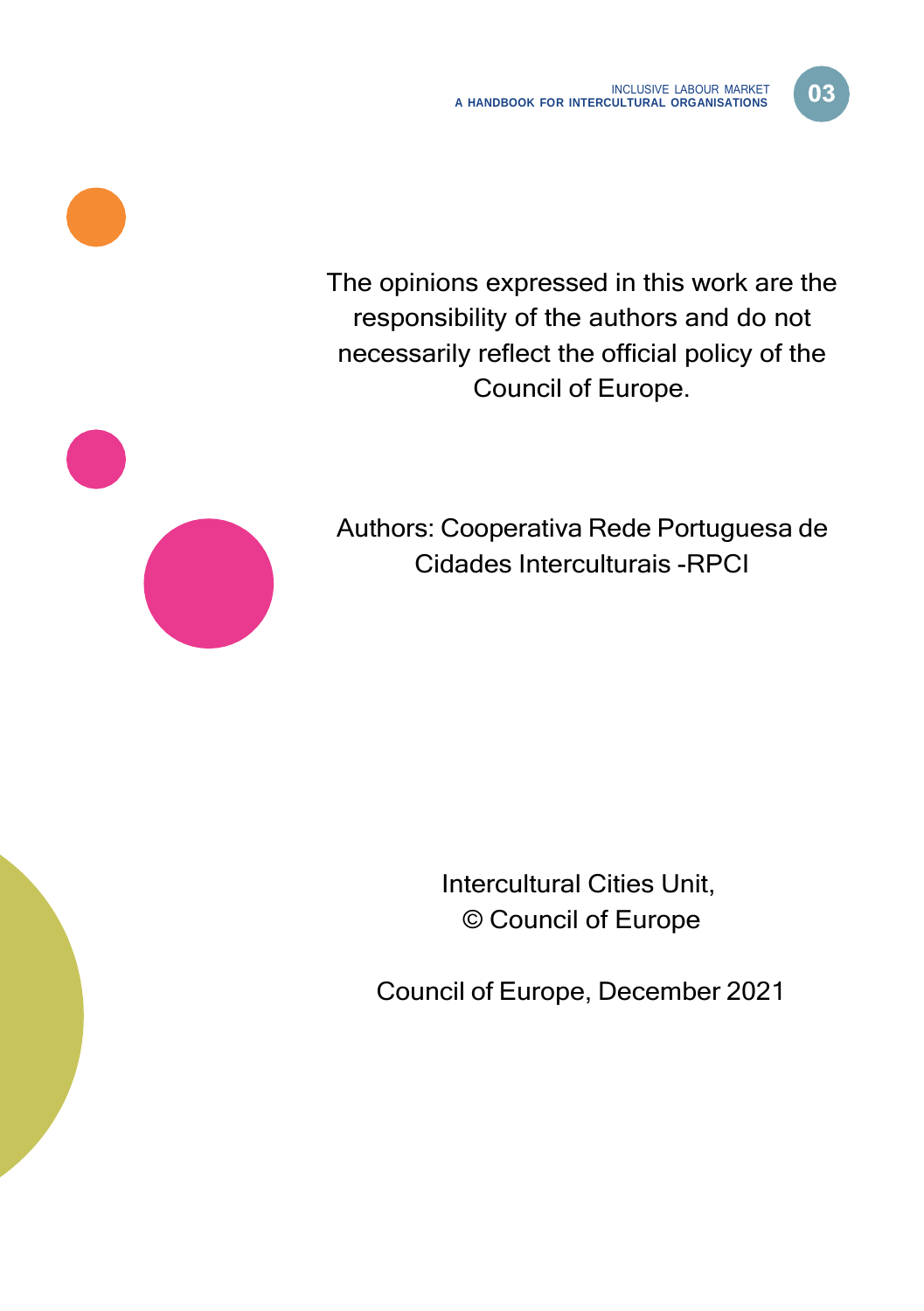The opinions expressed in this work are the responsibility of the authors and do not necessarily reflect the official policy of the Council of Europe.

Authors: Cooperativa Rede Portuguesa de Cidades Interculturais -RPCI

Intercultural Cities Unit,
© Council of Europe

Council of Europe, December 2021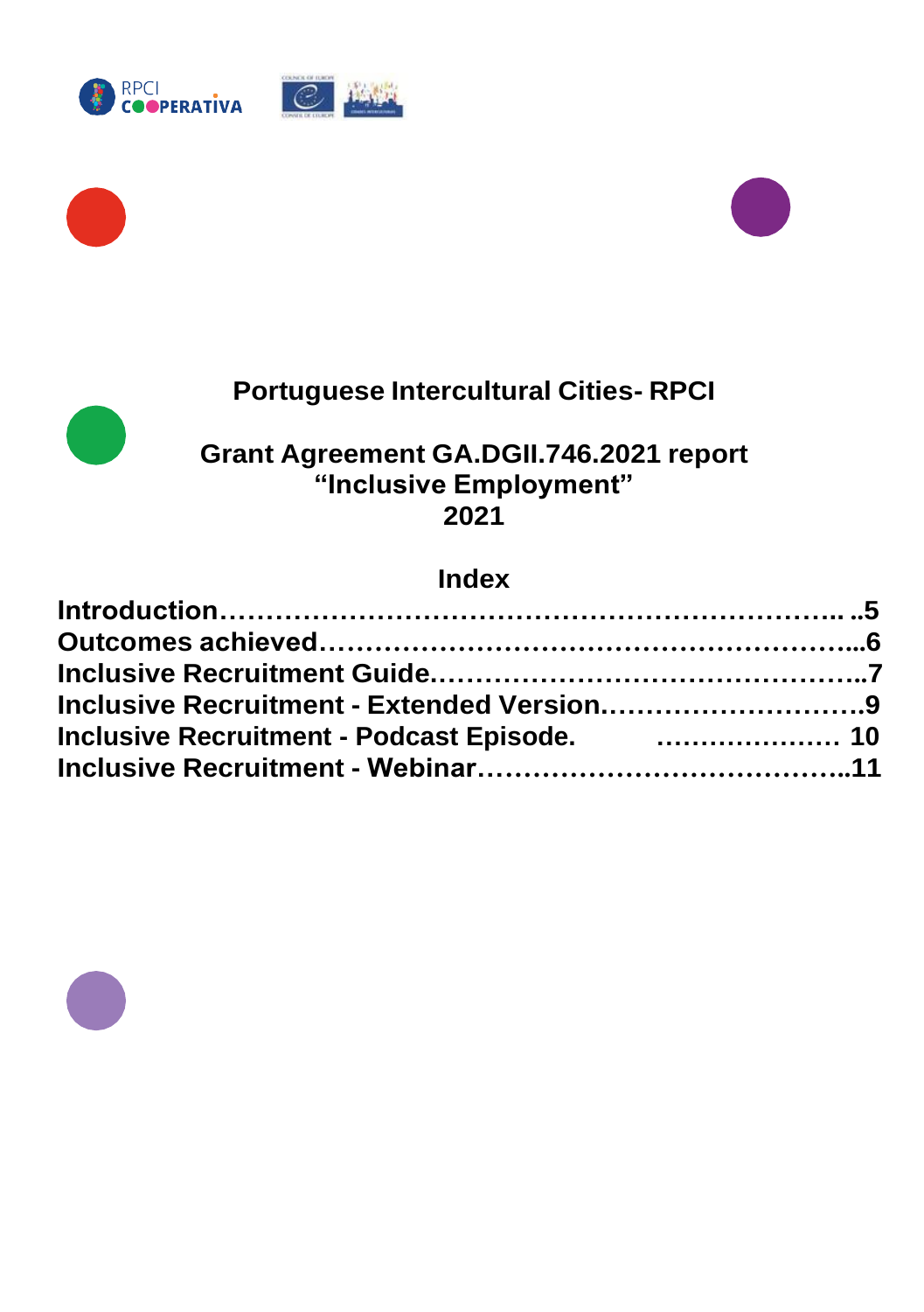# Portuguese Intercultural Cities- RPCI

## Grant Agreement GA.DGII.746.2021 report "Inclusive Employment" 2021

## Index

**Introduction………………………………………………………….. ..5**
**Outcomes achieved………………………………………………...6**
**Inclusive Recruitment Guide……………………………………..7**
**Inclusive Recruitment - Extended Version……………………….9**
**Inclusive Recruitment - Podcast Episode. ………………… 10**
**Inclusive Recruitment - Webinar…………………………………..11**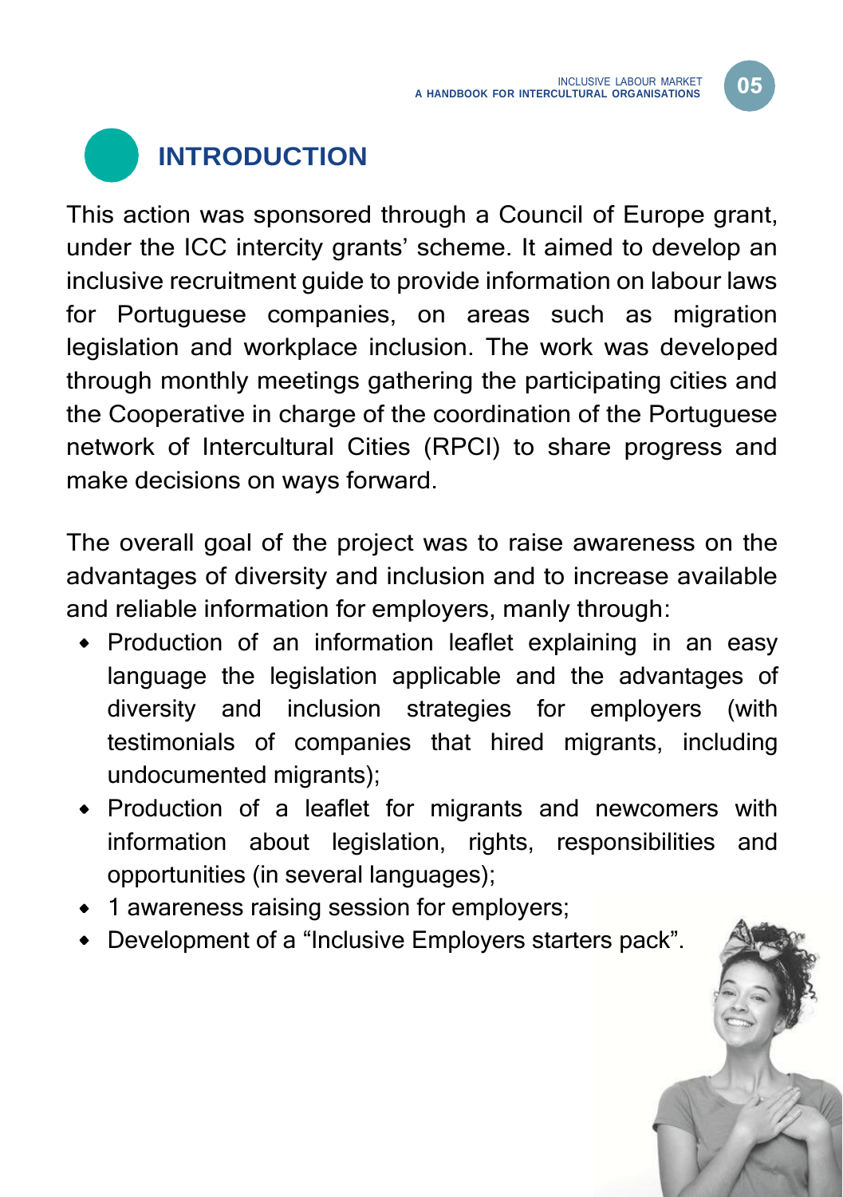# INTRODUCTION

This action was sponsored through a Council of Europe grant, under the ICC intercity grants' scheme. It aimed to develop an inclusive recruitment guide to provide information on labour laws for Portuguese companies, on areas such as migration legislation and workplace inclusion. The work was developed through monthly meetings gathering the participating cities and the Cooperative in charge of the coordination of the Portuguese network of Intercultural Cities (RPCI) to share progress and make decisions on ways forward.

The overall goal of the project was to raise awareness on the advantages of diversity and inclusion and to increase available and reliable information for employers, manly through:

- Production of an information leaflet explaining in an easy language the legislation applicable and the advantages of diversity and inclusion strategies for employers (with testimonials of companies that hired migrants, including undocumented migrants);
- Production of a leaflet for migrants and newcomers with information about legislation, rights, responsibilities and opportunities (in several languages);
- 1 awareness raising session for employers;
- Development of a "Inclusive Employers starters pack".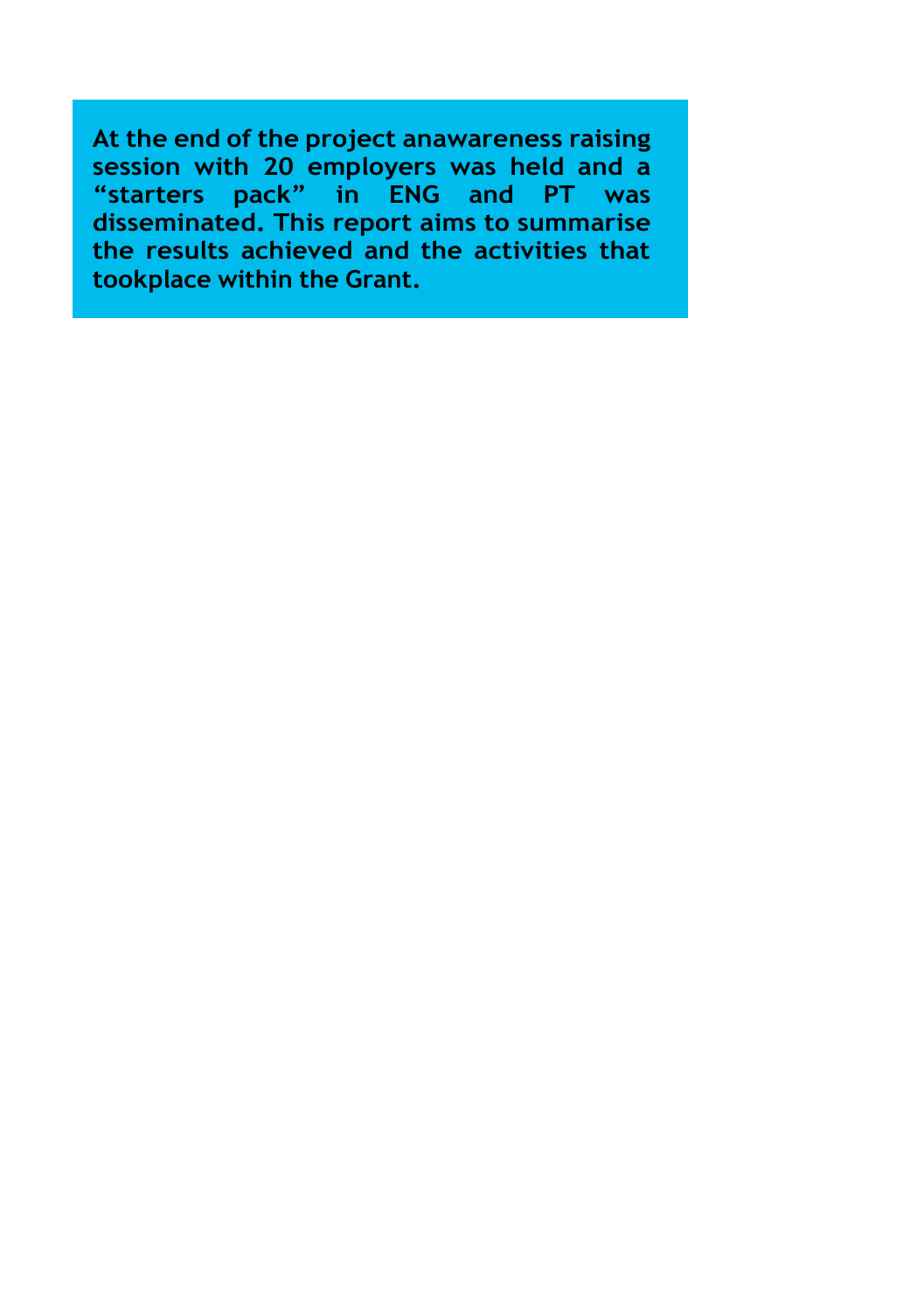**At the end of the project anawareness raising session with 20 employers was held and a “starters pack” in ENG and PT was disseminated. This report aims to summarise the results achieved and the activities that tookplace within the Grant.**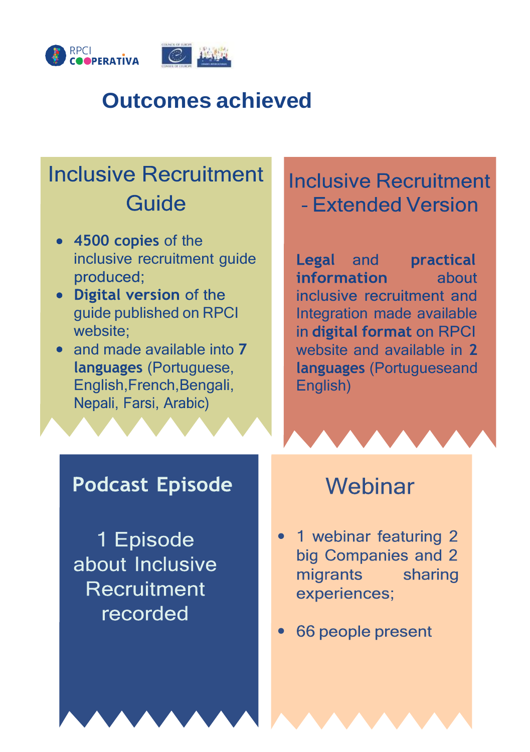# Outcomes achieved

## Inclusive Recruitment Guide

- **4500 copies** of the inclusive recruitment guide produced;
- **Digital version** of the guide published on RPCI website;
- and made available into **7 languages** (Portuguese, English,French,Bengali, Nepali, Farsi, Arabic)

## Inclusive Recruitment - Extended Version

**Legal** and **practical information** about inclusive recruitment and Integration made available in **digital format** on RPCI website and available in **2 languages** (Portugueseand English)

## Podcast Episode

1 Episode about Inclusive Recruitment recorded

## Webinar

- 1 webinar featuring 2 big Companies and 2 migrants sharing experiences;
- 66 people present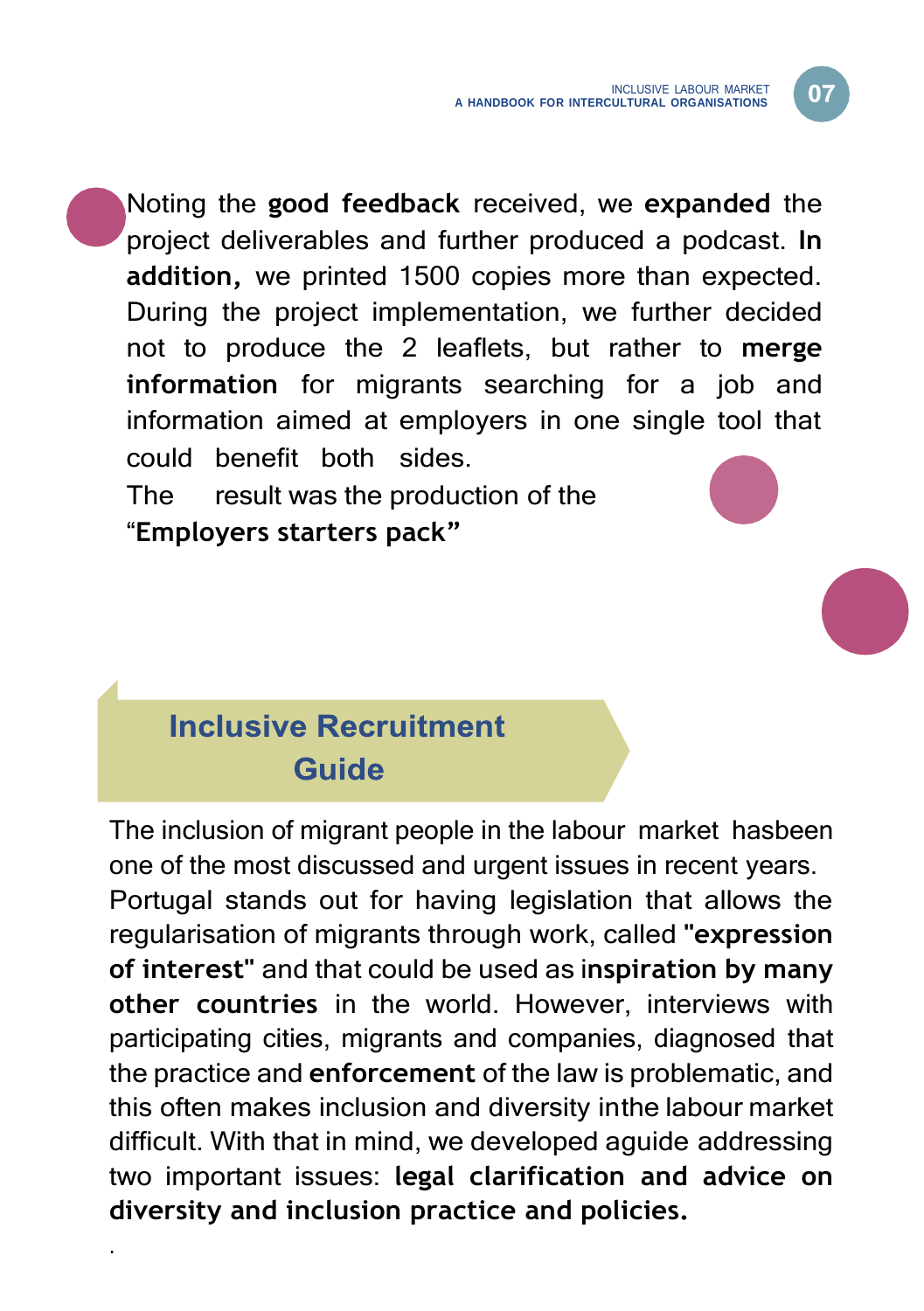Noting the **good feedback** received, we **expanded** the project deliverables and further produced a podcast. **In addition,** we printed 1500 copies more than expected. During the project implementation, we further decided not to produce the 2 leaflets, but rather to **merge information** for migrants searching for a job and information aimed at employers in one single tool that could benefit both sides.
The result was the production of the "**Employers starters pack"**

## Inclusive Recruitment Guide

The inclusion of migrant people in the labour market hasbeen one of the most discussed and urgent issues in recent years. Portugal stands out for having legislation that allows the regularisation of migrants through work, called **"expression of interest"** and that could be used as i**nspiration by many other countries** in the world. However, interviews with participating cities, migrants and companies, diagnosed that the practice and **enforcement** of the law is problematic, and this often makes inclusion and diversity inthe labour market difficult. With that in mind, we developed aguide addressing two important issues: **legal clarification and advice on diversity and inclusion practice and policies.**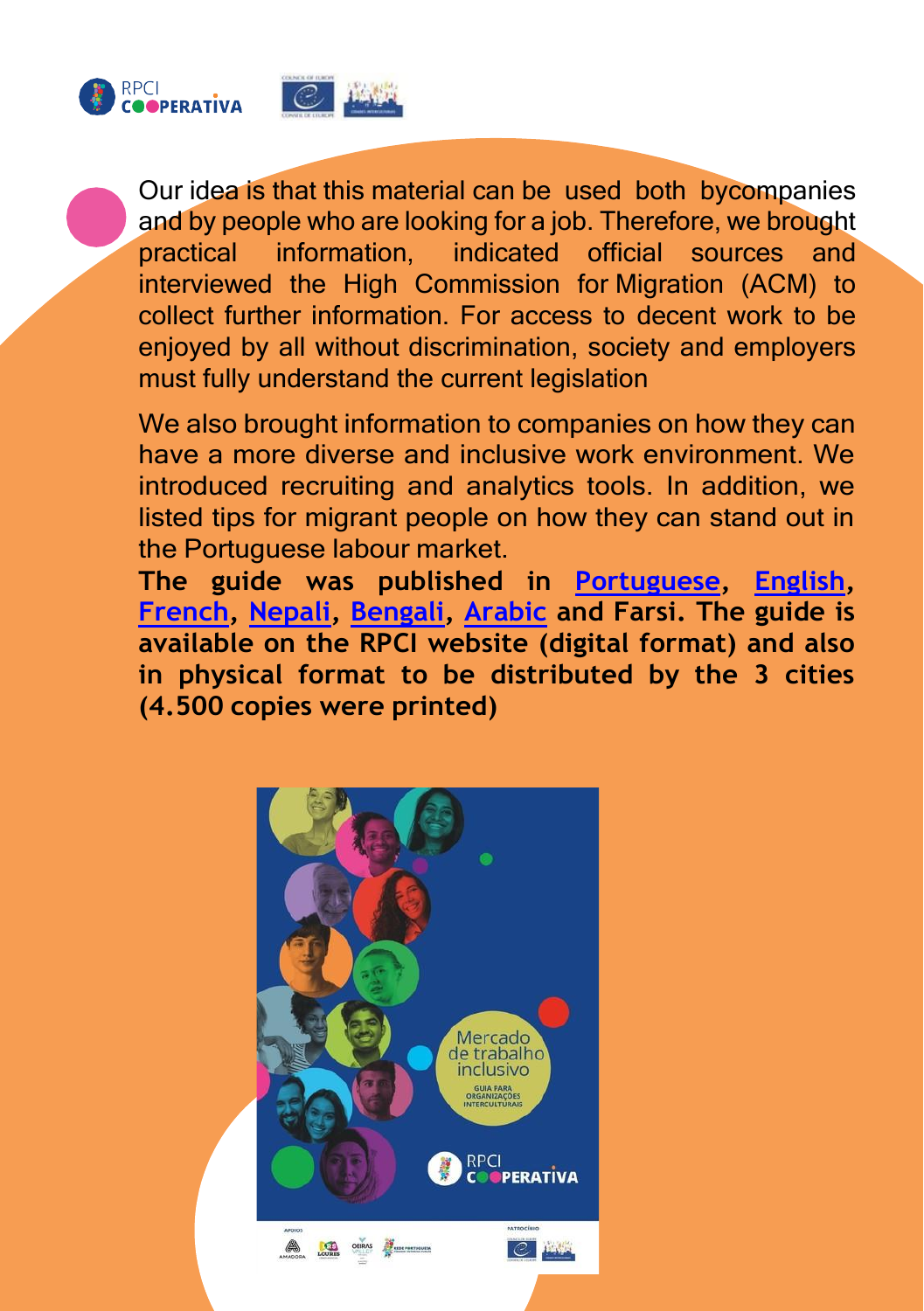Our idea is that this material can be used both bycompanies and by people who are looking for a job. Therefore, we brought practical information, indicated official sources and interviewed the High Commission for Migration (ACM) to collect further information. For access to decent work to be enjoyed by all without discrimination, society and employers must fully understand the current legislation

We also brought information to companies on how they can have a more diverse and inclusive work environment. We introduced recruiting and analytics tools. In addition, we listed tips for migrant people on how they can stand out in the Portuguese labour market.

**The guide was published in Portuguese, English, French, Nepali, Bengali, Arabic and Farsi. The guide is available on the RPCI website (digital format) and also in physical format to be distributed by the 3 cities (4.500 copies were printed)**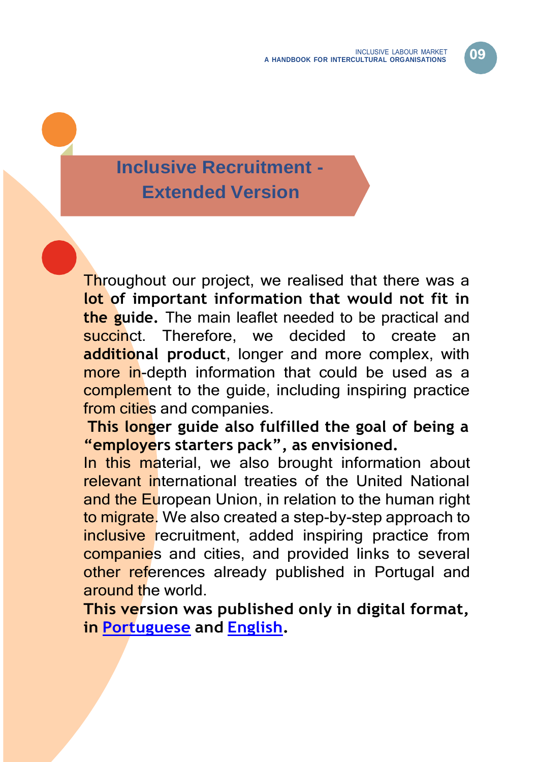# Inclusive Recruitment - Extended Version

Throughout our project, we realised that there was a **lot of important information that would not fit in the guide.** The main leaflet needed to be practical and succinct. Therefore, we decided to create an **additional product**, longer and more complex, with more in-depth information that could be used as a complement to the guide, including inspiring practice from cities and companies.

**This longer guide also fulfilled the goal of being a "employers starters pack", as envisioned.**

In this material, we also brought information about relevant international treaties of the United National and the European Union, in relation to the human right to migrate. We also created a step-by-step approach to inclusive recruitment, added inspiring practice from companies and cities, and provided links to several other references already published in Portugal and around the world.

**This version was published only in digital format, in Portuguese and English.**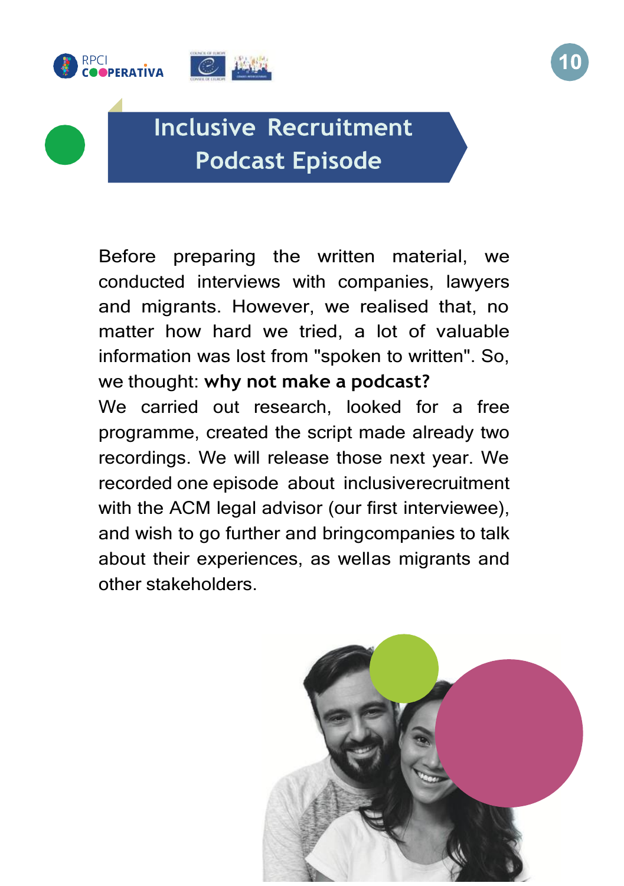# Inclusive Recruitment Podcast Episode

Before preparing the written material, we conducted interviews with companies, lawyers and migrants. However, we realised that, no matter how hard we tried, a lot of valuable information was lost from "spoken to written". So, we thought: **why not make a podcast?**

We carried out research, looked for a free programme, created the script made already two recordings. We will release those next year. We recorded one episode about inclusiverecruitment with the ACM legal advisor (our first interviewee), and wish to go further and bringcompanies to talk about their experiences, as wellas migrants and other stakeholders.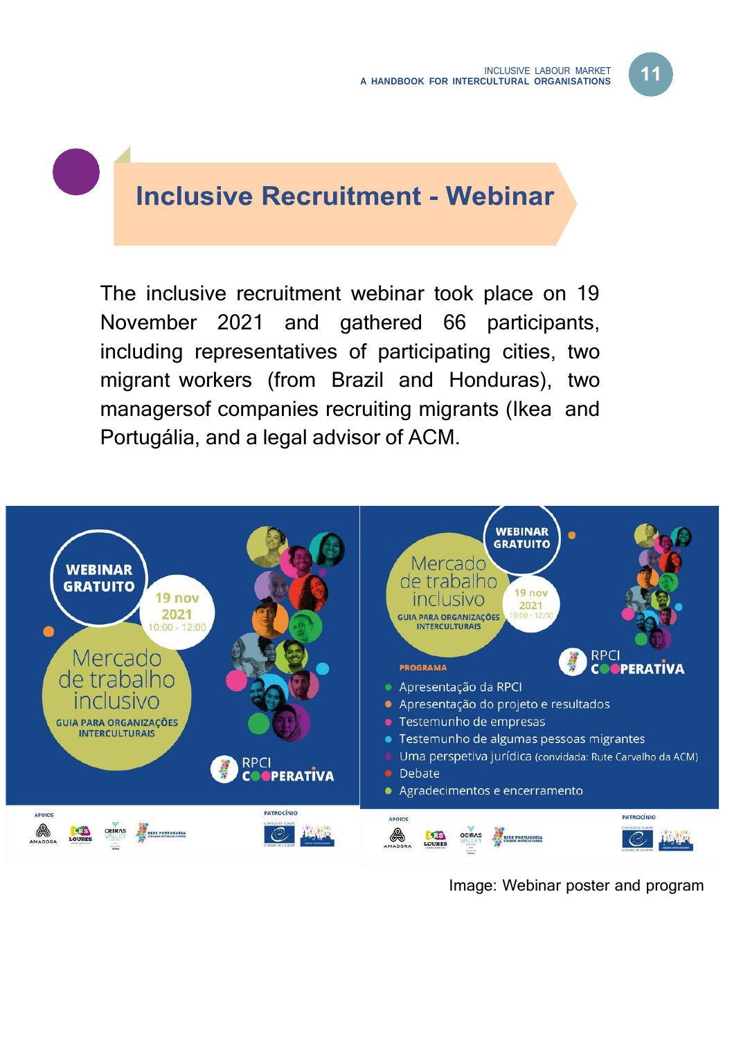# Inclusive Recruitment - Webinar

The inclusive recruitment webinar took place on 19 November 2021 and gathered 66 participants, including representatives of participating cities, two migrant workers (from Brazil and Honduras), two managersof companies recruiting migrants (Ikea and Portugália, and a legal advisor of ACM.

Image: Webinar poster and program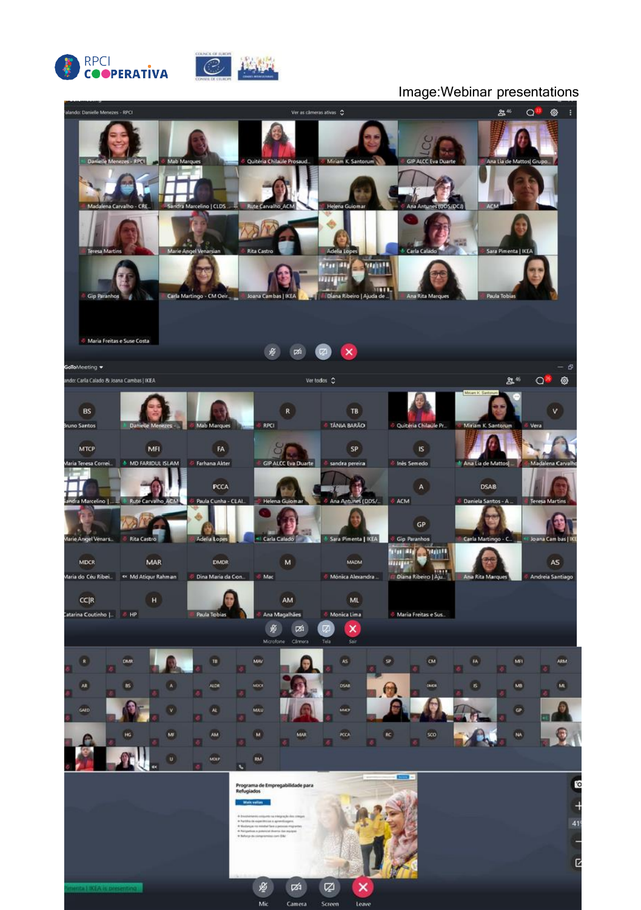Image:Webinar presentations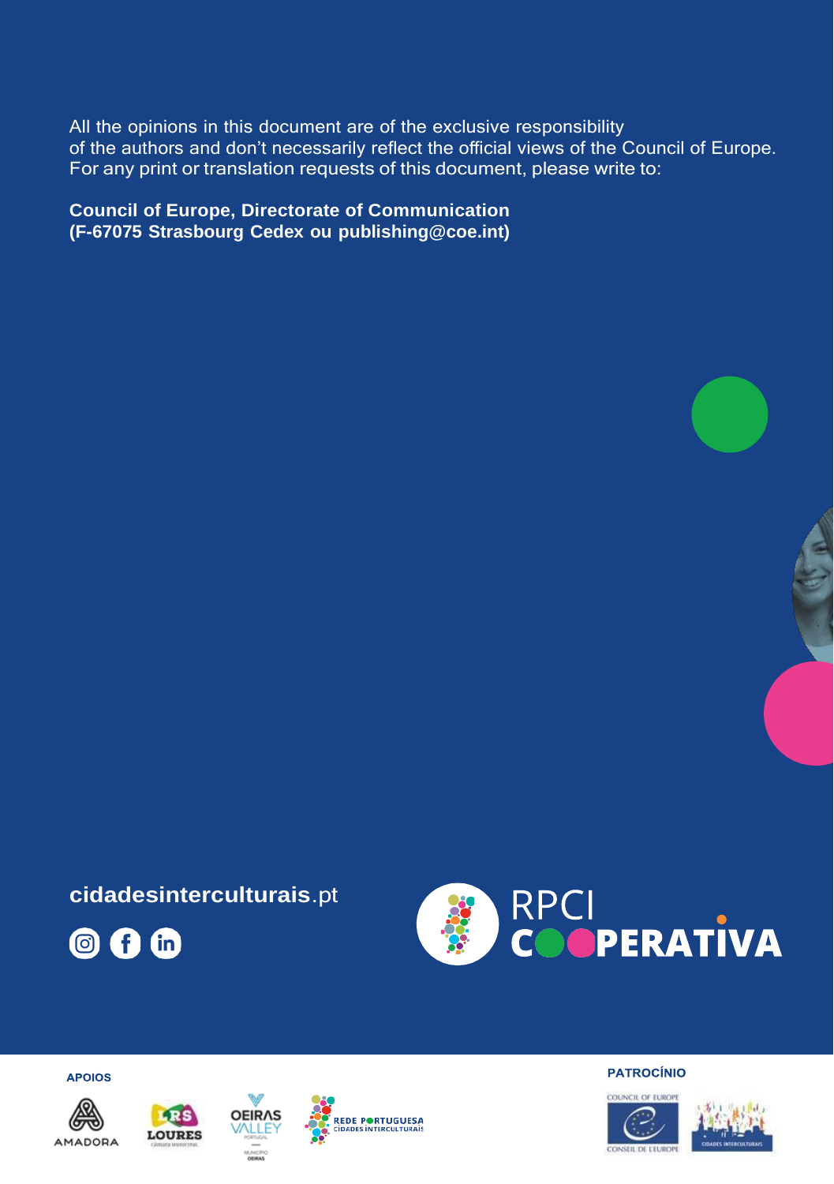All the opinions in this document are of the exclusive responsibility of the authors and don't necessarily reflect the official views of the Council of Europe. For any print or translation requests of this document, please write to:

**Council of Europe, Directorate of Communication**
**(F-67075 Strasbourg Cedex ou publishing@coe.int)**

**cidadesinterculturais**.pt

RPCI COOPERATIVA

**APOIOS**

AMADORA

LOURES

OEIRAS VALLEY

REDE PORTUGUESA CIDADES INTERCULTURAIS

**PATROCÍNIO**

COUNCIL OF EUROPE CONSEIL DE L'EUROPE

CIDADES INTERCULTURAIS